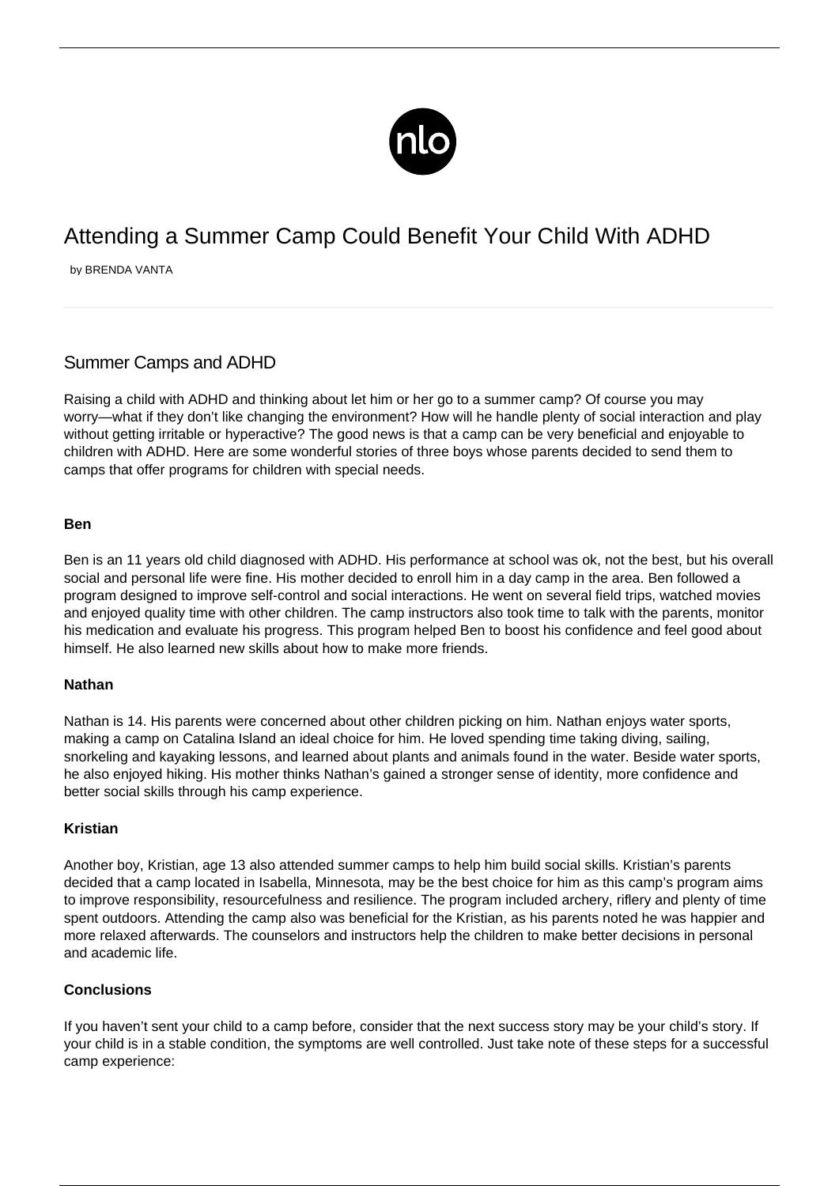# Attending a Summer Camp Could Benefit Your Child With ADHD

by BRENDA VANTA

## Summer Camps and ADHD

Raising a child with ADHD and thinking about let him or her go to a summer camp? Of course you may worry—what if they don't like changing the environment? How will he handle plenty of social interaction and play without getting irritable or hyperactive? The good news is that a camp can be very beneficial and enjoyable to children with ADHD. Here are some wonderful stories of three boys whose parents decided to send them to camps that offer programs for children with special needs.

**Ben**

Ben is an 11 years old child diagnosed with ADHD. His performance at school was ok, not the best, but his overall social and personal life were fine. His mother decided to enroll him in a day camp in the area. Ben followed a program designed to improve self-control and social interactions. He went on several field trips, watched movies and enjoyed quality time with other children. The camp instructors also took time to talk with the parents, monitor his medication and evaluate his progress. This program helped Ben to boost his confidence and feel good about himself. He also learned new skills about how to make more friends.

**Nathan**

Nathan is 14. His parents were concerned about other children picking on him. Nathan enjoys water sports, making a camp on Catalina Island an ideal choice for him. He loved spending time taking diving, sailing, snorkeling and kayaking lessons, and learned about plants and animals found in the water. Beside water sports, he also enjoyed hiking. His mother thinks Nathan's gained a stronger sense of identity, more confidence and better social skills through his camp experience.

**Kristian**

Another boy, Kristian, age 13 also attended summer camps to help him build social skills. Kristian's parents decided that a camp located in Isabella, Minnesota, may be the best choice for him as this camp's program aims to improve responsibility, resourcefulness and resilience. The program included archery, riflery and plenty of time spent outdoors. Attending the camp also was beneficial for the Kristian, as his parents noted he was happier and more relaxed afterwards. The counselors and instructors help the children to make better decisions in personal and academic life.

**Conclusions**

If you haven't sent your child to a camp before, consider that the next success story may be your child's story. If your child is in a stable condition, the symptoms are well controlled. Just take note of these steps for a successful camp experience: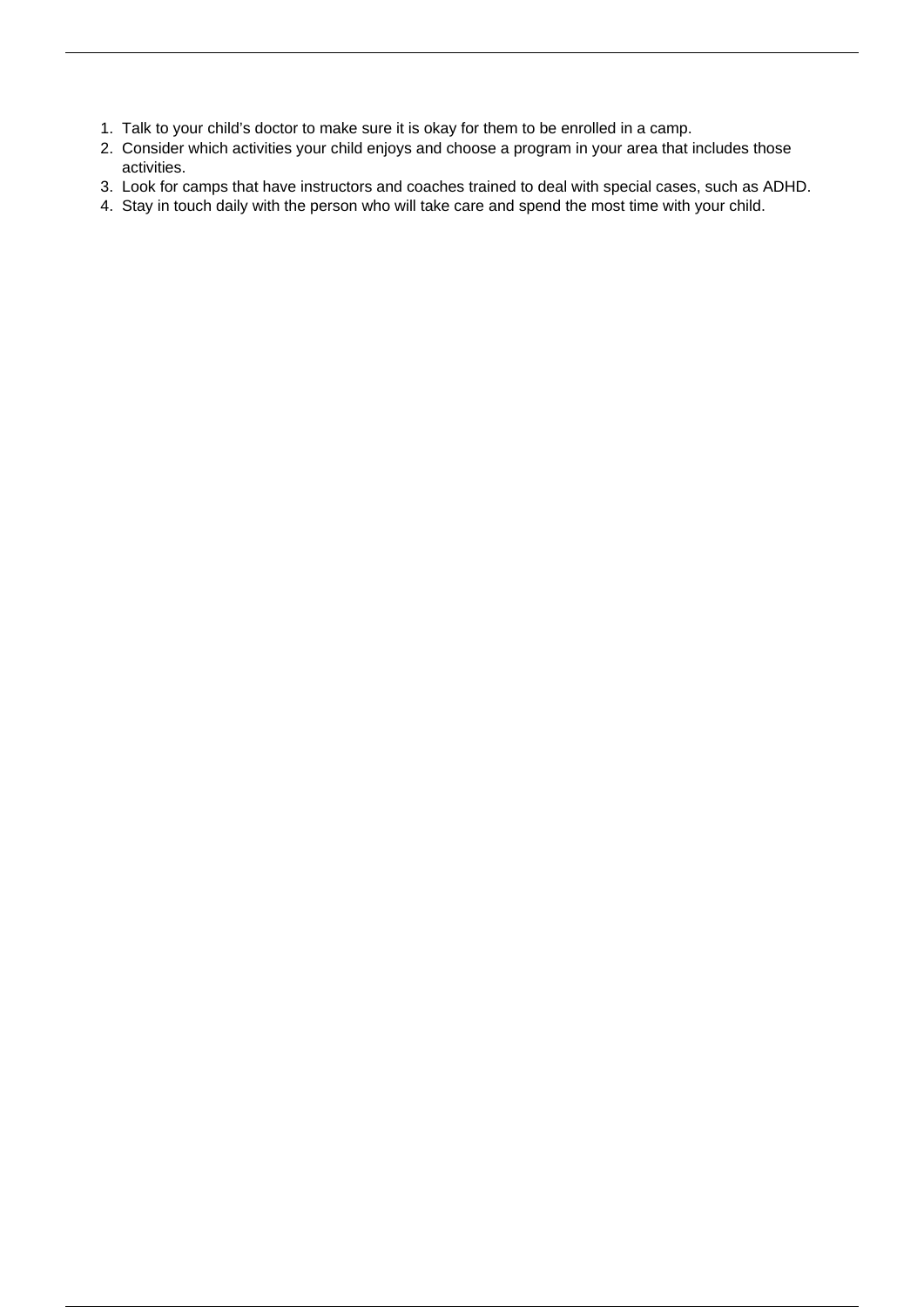1. Talk to your child's doctor to make sure it is okay for them to be enrolled in a camp.
2. Consider which activities your child enjoys and choose a program in your area that includes those activities.
3. Look for camps that have instructors and coaches trained to deal with special cases, such as ADHD.
4. Stay in touch daily with the person who will take care and spend the most time with your child.